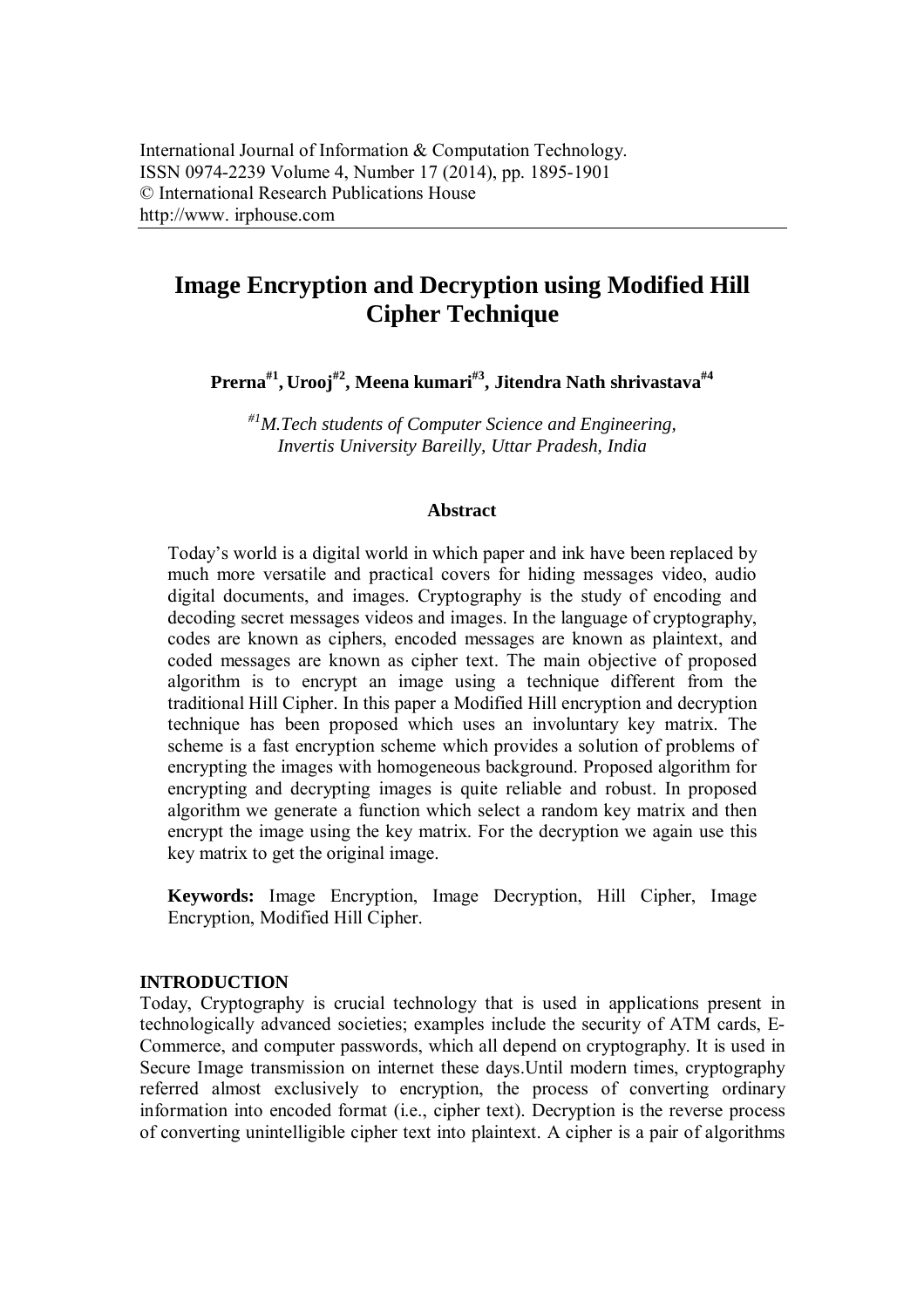International Journal of Information & Computation Technology.
ISSN 0974-2239 Volume 4, Number 17 (2014), pp. 1895-1901
© International Research Publications House
http://www. irphouse.com

# Image Encryption and Decryption using Modified Hill Cipher Technique

**Prerna[#1], Urooj[#2], Meena kumari[#3], Jitendra Nath shrivastava[#4]**

*[#1]M.Tech students of Computer Science and Engineering, Invertis University Bareilly, Uttar Pradesh, India*

### Abstract

Today's world is a digital world in which paper and ink have been replaced by much more versatile and practical covers for hiding messages video, audio digital documents, and images. Cryptography is the study of encoding and decoding secret messages videos and images. In the language of cryptography, codes are known as ciphers, encoded messages are known as plaintext, and coded messages are known as cipher text. The main objective of proposed algorithm is to encrypt an image using a technique different from the traditional Hill Cipher. In this paper a Modified Hill encryption and decryption technique has been proposed which uses an involuntary key matrix. The scheme is a fast encryption scheme which provides a solution of problems of encrypting the images with homogeneous background. Proposed algorithm for encrypting and decrypting images is quite reliable and robust. In proposed algorithm we generate a function which select a random key matrix and then encrypt the image using the key matrix. For the decryption we again use this key matrix to get the original image.

**Keywords:** Image Encryption, Image Decryption, Hill Cipher, Image Encryption, Modified Hill Cipher.

## INTRODUCTION

Today, Cryptography is crucial technology that is used in applications present in technologically advanced societies; examples include the security of ATM cards, E-Commerce, and computer passwords, which all depend on cryptography. It is used in Secure Image transmission on internet these days.Until modern times, cryptography referred almost exclusively to encryption, the process of converting ordinary information into encoded format (i.e., cipher text). Decryption is the reverse process of converting unintelligible cipher text into plaintext. A cipher is a pair of algorithms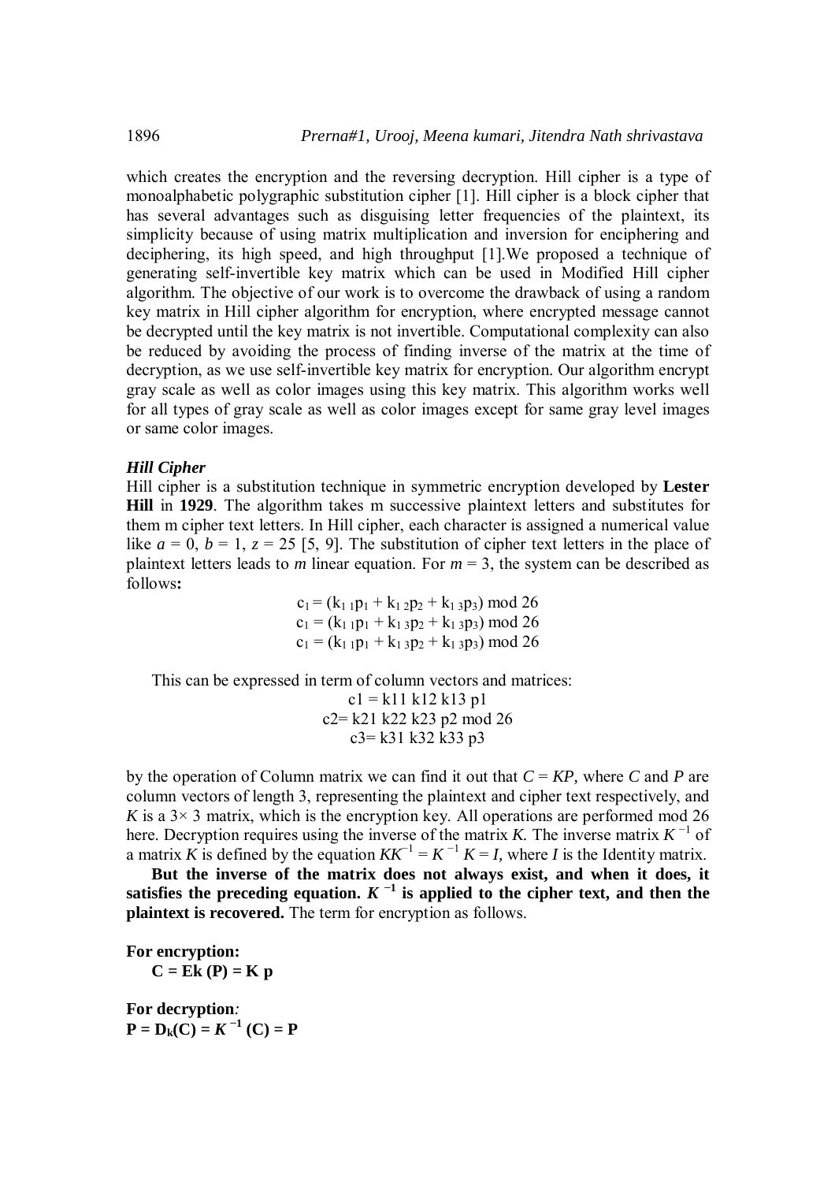which creates the encryption and the reversing decryption. Hill cipher is a type of monoalphabetic polygraphic substitution cipher [1]. Hill cipher is a block cipher that has several advantages such as disguising letter frequencies of the plaintext, its simplicity because of using matrix multiplication and inversion for enciphering and deciphering, its high speed, and high throughput [1].We proposed a technique of generating self-invertible key matrix which can be used in Modified Hill cipher algorithm. The objective of our work is to overcome the drawback of using a random key matrix in Hill cipher algorithm for encryption, where encrypted message cannot be decrypted until the key matrix is not invertible. Computational complexity can also be reduced by avoiding the process of finding inverse of the matrix at the time of decryption, as we use self-invertible key matrix for encryption. Our algorithm encrypt gray scale as well as color images using this key matrix. This algorithm works well for all types of gray scale as well as color images except for same gray level images or same color images.

***Hill Cipher***

Hill cipher is a substitution technique in symmetric encryption developed by **Lester Hill** in **1929**. The algorithm takes m successive plaintext letters and substitutes for them m cipher text letters. In Hill cipher, each character is assigned a numerical value like $a = 0$, $b = 1$, $z = 25$ [5, 9]. The substitution of cipher text letters in the place of plaintext letters leads to $m$ linear equation. For $m = 3$, the system can be described as follows**:**

$$c_1 = (k_{11}p_1 + k_{12}p_2 + k_{13}p_3) \bmod 26$$
$$c_1 = (k_{11}p_1 + k_{13}p_2 + k_{13}p_3) \bmod 26$$
$$c_1 = (k_{11}p_1 + k_{13}p_2 + k_{13}p_3) \bmod 26$$

This can be expressed in term of column vectors and matrices:

c1 = k11 k12 k13 p1
c2= k21 k22 k23 p2 mod 26
c3= k31 k32 k33 p3

by the operation of Column matrix we can find it out that $C = KP$, where $C$ and $P$ are column vectors of length 3, representing the plaintext and cipher text respectively, and $K$ is a $3\times 3$ matrix, which is the encryption key. All operations are performed mod 26 here. Decryption requires using the inverse of the matrix $K$. The inverse matrix $K^{-1}$ of a matrix $K$ is defined by the equation $KK^{-1} = K^{-1}K = I$, where $I$ is the Identity matrix.

**But the inverse of the matrix does not always exist, and when it does, it satisfies the preceding equation. $K^{-1}$ is applied to the cipher text, and then the plaintext is recovered.** The term for encryption as follows.

**For encryption:**

$$\mathbf{C = Ek\ (P) = K\ p}$$

**For decryption***:*

$$\mathbf{P = D_k(C) = K^{-1}\ (C) = P}$$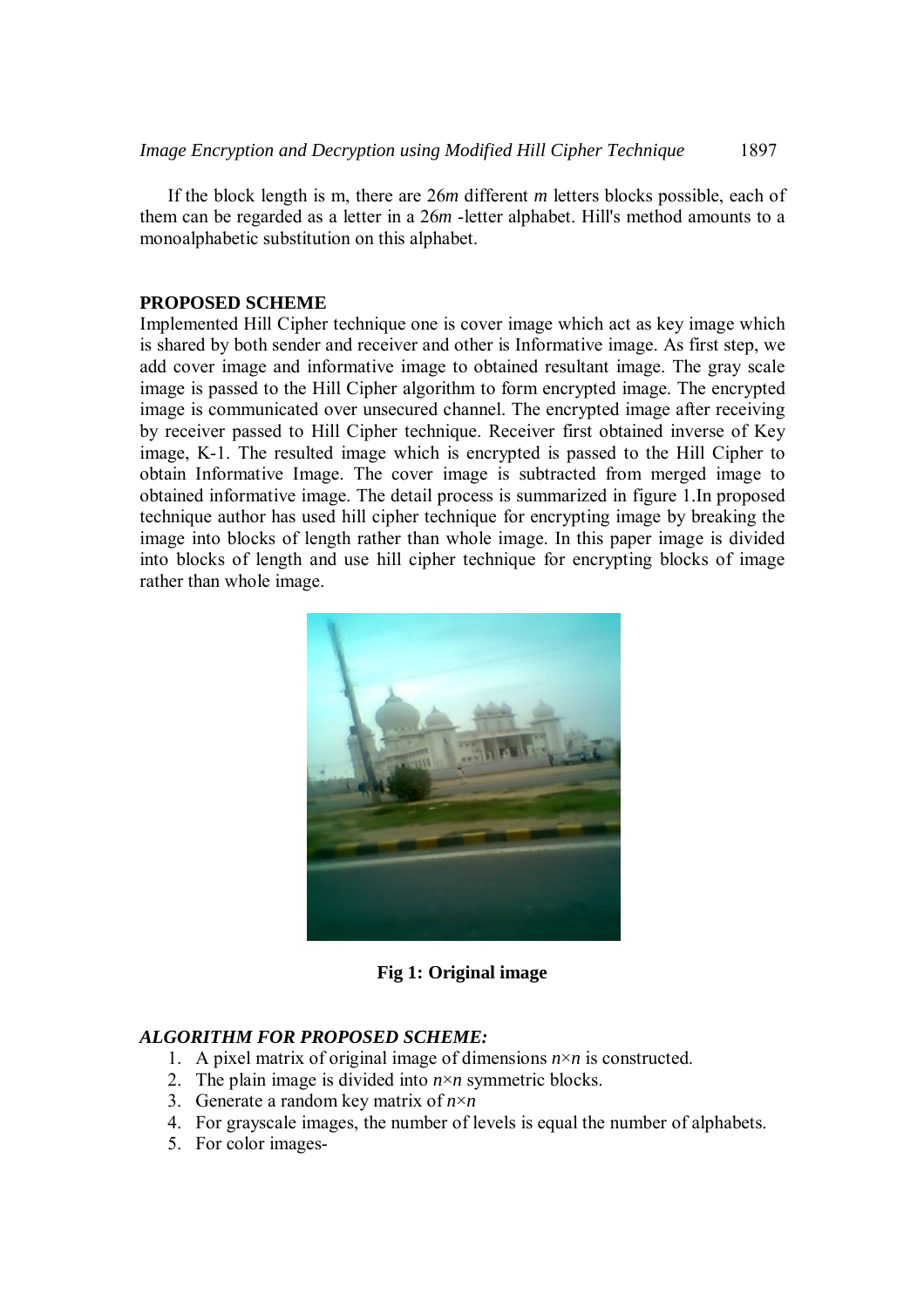If the block length is m, there are 26*m* different *m* letters blocks possible, each of them can be regarded as a letter in a 26*m* -letter alphabet. Hill's method amounts to a monoalphabetic substitution on this alphabet.

## PROPOSED SCHEME

Implemented Hill Cipher technique one is cover image which act as key image which is shared by both sender and receiver and other is Informative image. As first step, we add cover image and informative image to obtained resultant image. The gray scale image is passed to the Hill Cipher algorithm to form encrypted image. The encrypted image is communicated over unsecured channel. The encrypted image after receiving by receiver passed to Hill Cipher technique. Receiver first obtained inverse of Key image, K-1. The resulted image which is encrypted is passed to the Hill Cipher to obtain Informative Image. The cover image is subtracted from merged image to obtained informative image. The detail process is summarized in figure 1.In proposed technique author has used hill cipher technique for encrypting image by breaking the image into blocks of length rather than whole image. In this paper image is divided into blocks of length and use hill cipher technique for encrypting blocks of image rather than whole image.

**Fig 1: Original image**

### *ALGORITHM FOR PROPOSED SCHEME:*

1. A pixel matrix of original image of dimensions $n \times n$ is constructed.
2. The plain image is divided into $n \times n$ symmetric blocks.
3. Generate a random key matrix of $n \times n$
4. For grayscale images, the number of levels is equal the number of alphabets.
5. For color images-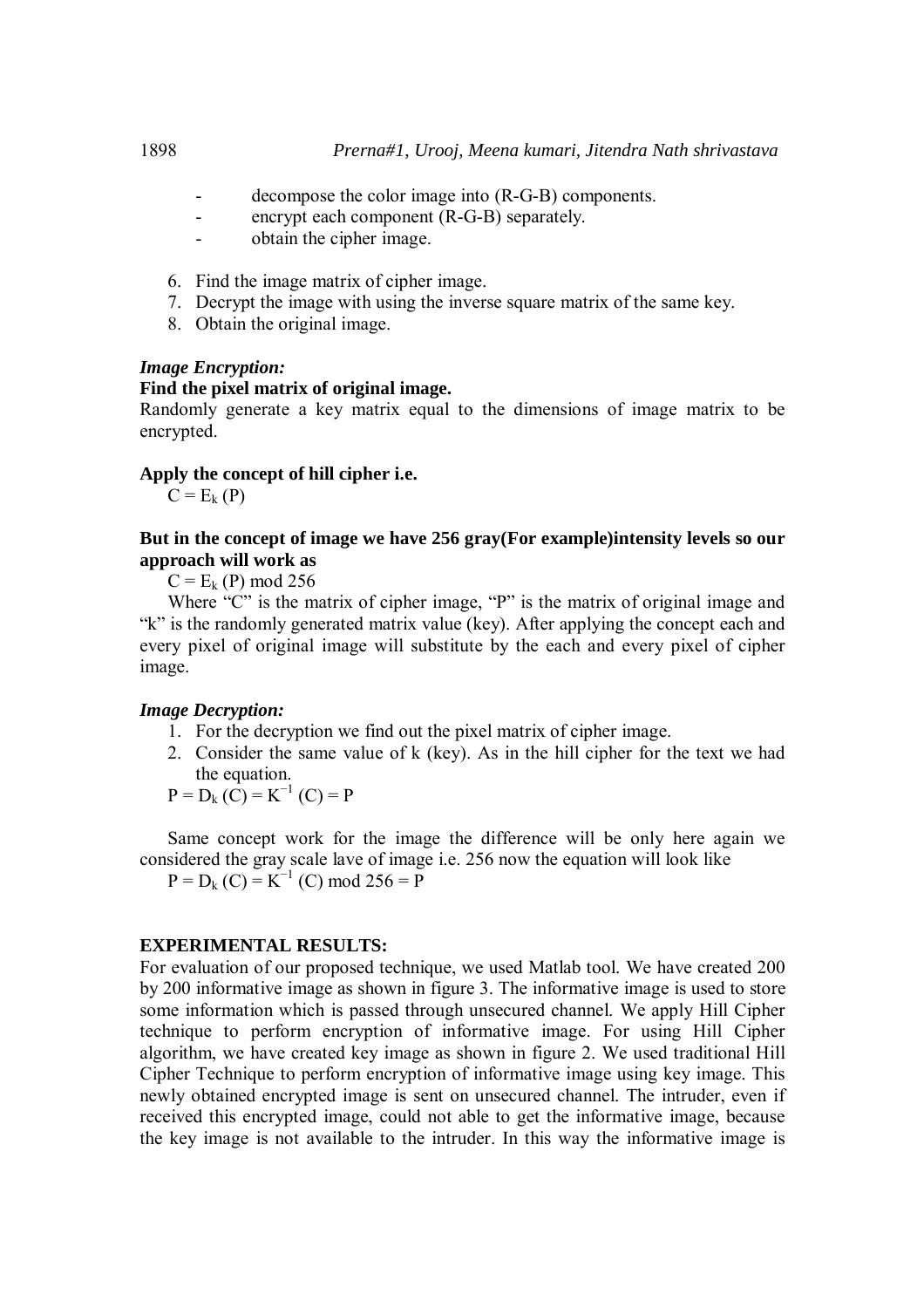- decompose the color image into (R-G-B) components.
- encrypt each component (R-G-B) separately.
- obtain the cipher image.

6. Find the image matrix of cipher image.
7. Decrypt the image with using the inverse square matrix of the same key.
8. Obtain the original image.

***Image Encryption:***

**Find the pixel matrix of original image.**

Randomly generate a key matrix equal to the dimensions of image matrix to be encrypted.

**Apply the concept of hill cipher i.e.**

$C = E_k (P)$

**But in the concept of image we have 256 gray(For example)intensity levels so our approach will work as**

$C = E_k (P) \bmod 256$

Where "C" is the matrix of cipher image, "P" is the matrix of original image and "k" is the randomly generated matrix value (key). After applying the concept each and every pixel of original image will substitute by the each and every pixel of cipher image.

***Image Decryption:***

1. For the decryption we find out the pixel matrix of cipher image.
2. Consider the same value of k (key). As in the hill cipher for the text we had the equation.

$P = D_k (C) = K^{-1} (C) = P$

Same concept work for the image the difference will be only here again we considered the gray scale lave of image i.e. 256 now the equation will look like

$P = D_k (C) = K^{-1} (C) \bmod 256 = P$

**EXPERIMENTAL RESULTS:**

For evaluation of our proposed technique, we used Matlab tool. We have created 200 by 200 informative image as shown in figure 3. The informative image is used to store some information which is passed through unsecured channel. We apply Hill Cipher technique to perform encryption of informative image. For using Hill Cipher algorithm, we have created key image as shown in figure 2. We used traditional Hill Cipher Technique to perform encryption of informative image using key image. This newly obtained encrypted image is sent on unsecured channel. The intruder, even if received this encrypted image, could not able to get the informative image, because the key image is not available to the intruder. In this way the informative image is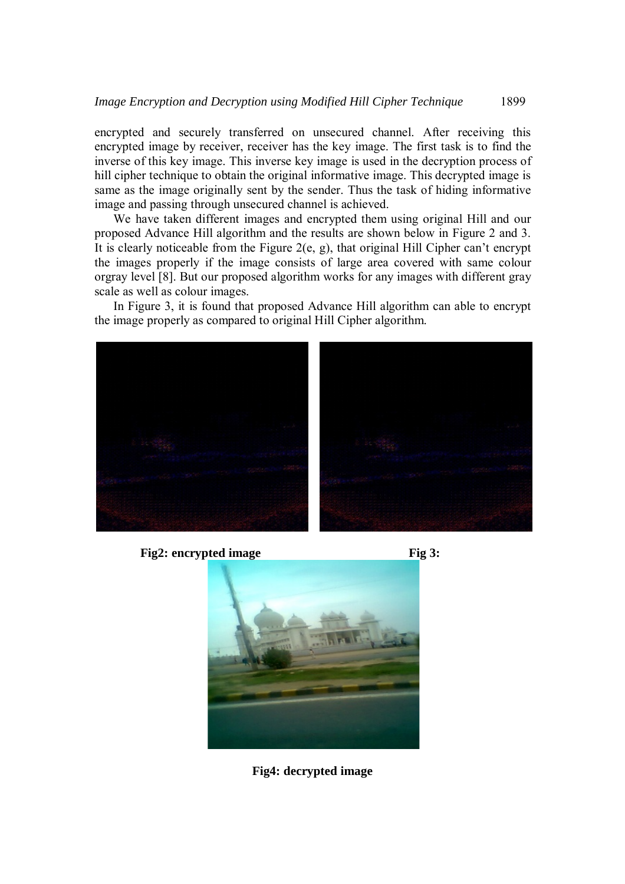encrypted and securely transferred on unsecured channel. After receiving this encrypted image by receiver, receiver has the key image. The first task is to find the inverse of this key image. This inverse key image is used in the decryption process of hill cipher technique to obtain the original informative image. This decrypted image is same as the image originally sent by the sender. Thus the task of hiding informative image and passing through unsecured channel is achieved.

We have taken different images and encrypted them using original Hill and our proposed Advance Hill algorithm and the results are shown below in Figure 2 and 3. It is clearly noticeable from the Figure 2(e, g), that original Hill Cipher can't encrypt the images properly if the image consists of large area covered with same colour orgray level [8]. But our proposed algorithm works for any images with different gray scale as well as colour images.

In Figure 3, it is found that proposed Advance Hill algorithm can able to encrypt the image properly as compared to original Hill Cipher algorithm.

**Fig2: encrypted image**

**Fig 3:**

**Fig4: decrypted image**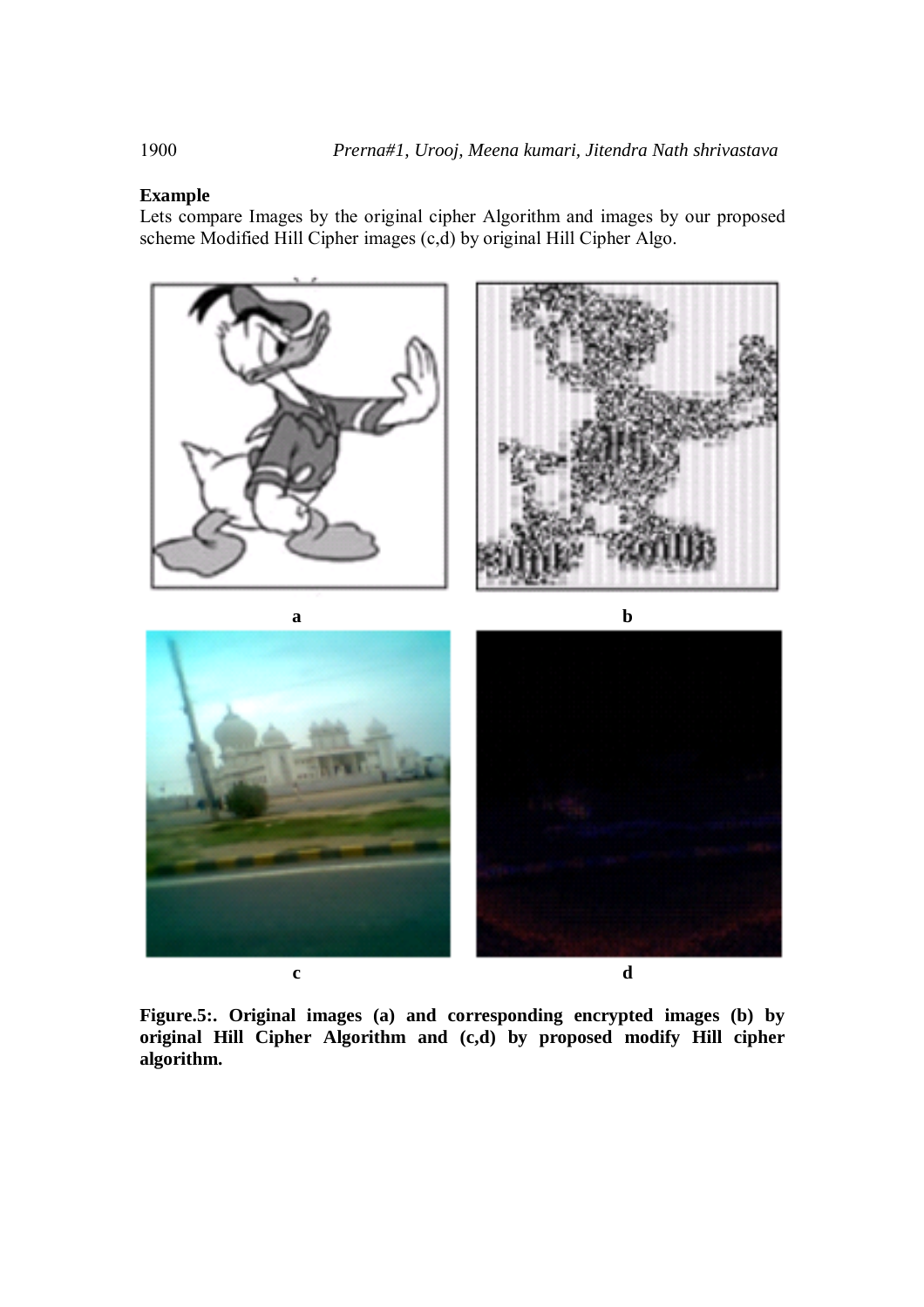**Example**

Lets compare Images by the original cipher Algorithm and images by our proposed scheme Modified Hill Cipher images (c,d) by original Hill Cipher Algo.

a

b

c

d

**Figure.5:. Original images (a) and corresponding encrypted images (b) by original Hill Cipher Algorithm and (c,d) by proposed modify Hill cipher algorithm.**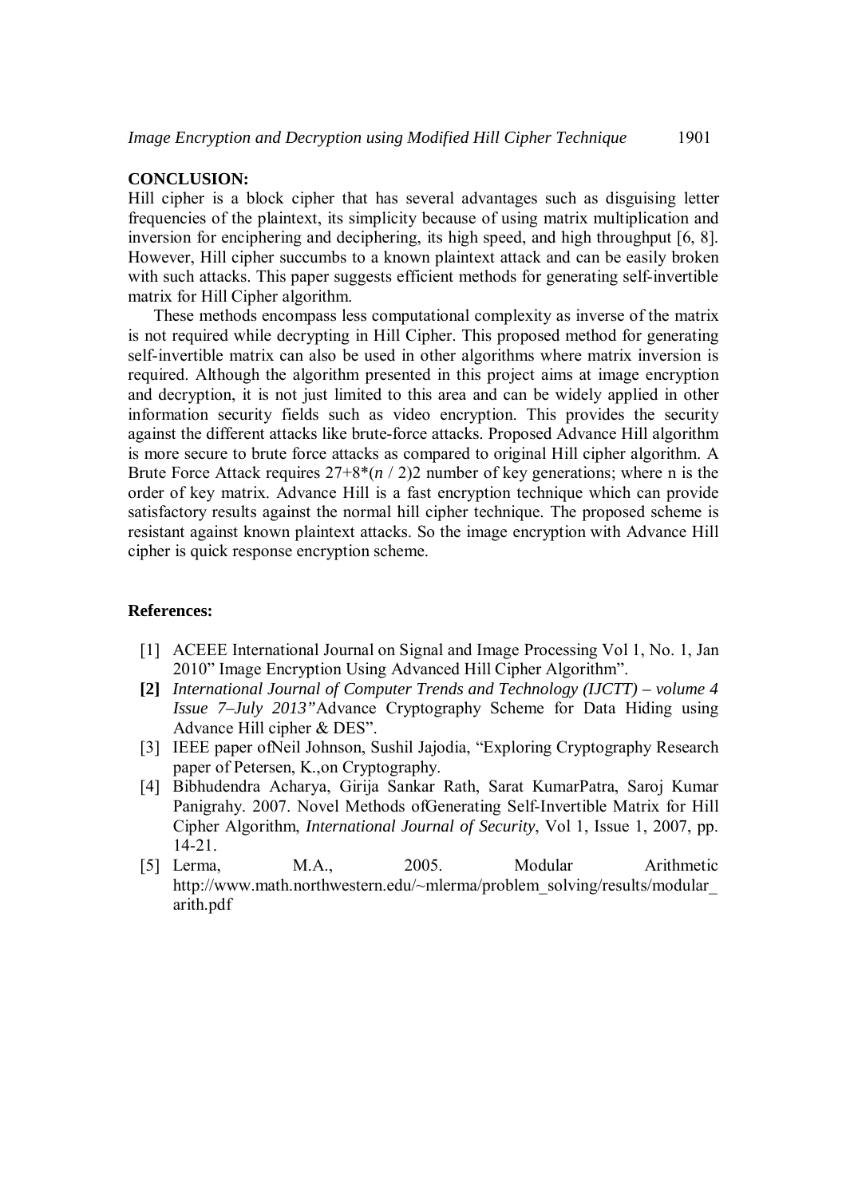**CONCLUSION:**

Hill cipher is a block cipher that has several advantages such as disguising letter frequencies of the plaintext, its simplicity because of using matrix multiplication and inversion for enciphering and deciphering, its high speed, and high throughput [6, 8]. However, Hill cipher succumbs to a known plaintext attack and can be easily broken with such attacks. This paper suggests efficient methods for generating self-invertible matrix for Hill Cipher algorithm.

These methods encompass less computational complexity as inverse of the matrix is not required while decrypting in Hill Cipher. This proposed method for generating self-invertible matrix can also be used in other algorithms where matrix inversion is required. Although the algorithm presented in this project aims at image encryption and decryption, it is not just limited to this area and can be widely applied in other information security fields such as video encryption. This provides the security against the different attacks like brute-force attacks. Proposed Advance Hill algorithm is more secure to brute force attacks as compared to original Hill cipher algorithm. A Brute Force Attack requires 27+8*($n$ / 2)2 number of key generations; where n is the order of key matrix. Advance Hill is a fast encryption technique which can provide satisfactory results against the normal hill cipher technique. The proposed scheme is resistant against known plaintext attacks. So the image encryption with Advance Hill cipher is quick response encryption scheme.

**References:**

[1] ACEEE International Journal on Signal and Image Processing Vol 1, No. 1, Jan 2010" Image Encryption Using Advanced Hill Cipher Algorithm".

**[2]** *International Journal of Computer Trends and Technology (IJCTT) – volume 4 Issue 7–July 2013"*Advance Cryptography Scheme for Data Hiding using Advance Hill cipher & DES".

[3] IEEE paper ofNeil Johnson, Sushil Jajodia, "Exploring Cryptography Research paper of Petersen, K.,on Cryptography.

[4] Bibhudendra Acharya, Girija Sankar Rath, Sarat KumarPatra, Saroj Kumar Panigrahy. 2007. Novel Methods ofGenerating Self-Invertible Matrix for Hill Cipher Algorithm, *International Journal of Security*, Vol 1, Issue 1, 2007, pp. 14-21.

[5] Lerma, M.A., 2005. Modular Arithmetic http://www.math.northwestern.edu/~mlerma/problem_solving/results/modular_arith.pdf